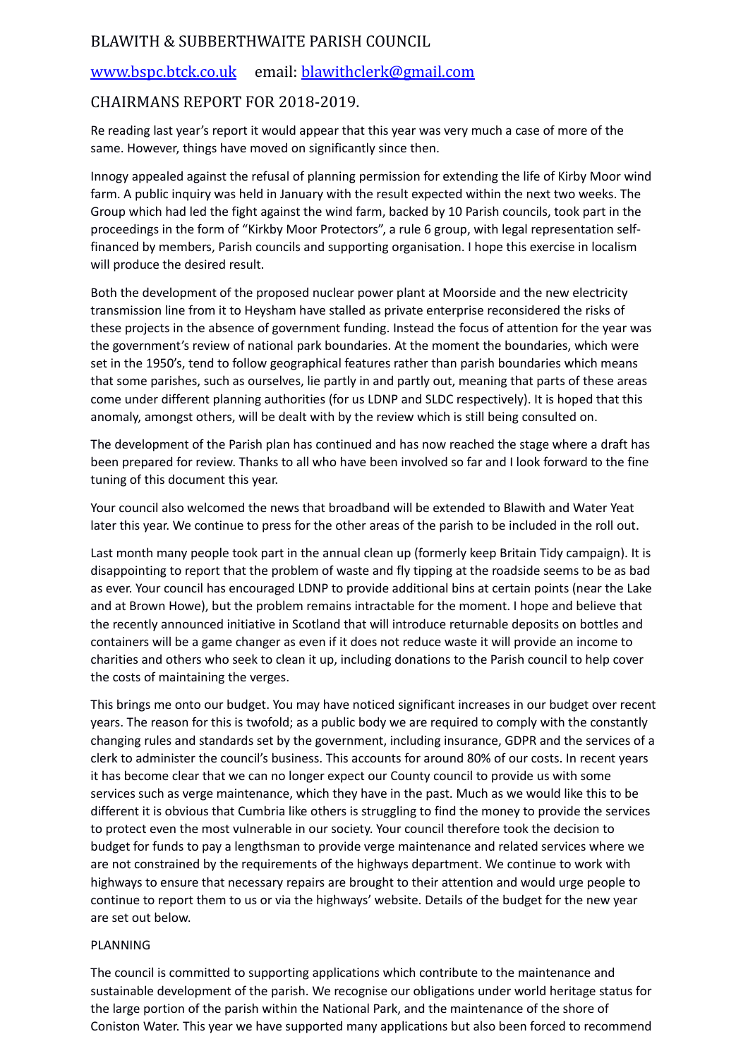# BLAWITH & SUBBERTHWAITE PARISH COUNCIL

www.bspc.btck.co.uk email: blawithclerk@gmail.com

## CHAIRMANS REPORT FOR 2018-2019.

Re reading last year's report it would appear that this year was very much a case of more of the same. However, things have moved on significantly since then.

Innogy appealed against the refusal of planning permission for extending the life of Kirby Moor wind farm. A public inquiry was held in January with the result expected within the next two weeks. The Group which had led the fight against the wind farm, backed by 10 Parish councils, took part in the proceedings in the form of "Kirkby Moor Protectors", a rule 6 group, with legal representation self-financed by members, Parish councils and supporting organisation. I hope this exercise in localism will produce the desired result.

Both the development of the proposed nuclear power plant at Moorside and the new electricity transmission line from it to Heysham have stalled as private enterprise reconsidered the risks of these projects in the absence of government funding. Instead the focus of attention for the year was the government's review of national park boundaries. At the moment the boundaries, which were set in the 1950's, tend to follow geographical features rather than parish boundaries which means that some parishes, such as ourselves, lie partly in and partly out, meaning that parts of these areas come under different planning authorities (for us LDNP and SLDC respectively). It is hoped that this anomaly, amongst others, will be dealt with by the review which is still being consulted on.

The development of the Parish plan has continued and has now reached the stage where a draft has been prepared for review. Thanks to all who have been involved so far and I look forward to the fine tuning of this document this year.

Your council also welcomed the news that broadband will be extended to Blawith and Water Yeat later this year. We continue to press for the other areas of the parish to be included in the roll out.

Last month many people took part in the annual clean up (formerly keep Britain Tidy campaign). It is disappointing to report that the problem of waste and fly tipping at the roadside seems to be as bad as ever. Your council has encouraged LDNP to provide additional bins at certain points (near the Lake and at Brown Howe), but the problem remains intractable for the moment. I hope and believe that the recently announced initiative in Scotland that will introduce returnable deposits on bottles and containers will be a game changer as even if it does not reduce waste it will provide an income to charities and others who seek to clean it up, including donations to the Parish council to help cover the costs of maintaining the verges.

This brings me onto our budget. You may have noticed significant increases in our budget over recent years. The reason for this is twofold; as a public body we are required to comply with the constantly changing rules and standards set by the government, including insurance, GDPR and the services of a clerk to administer the council's business. This accounts for around 80% of our costs. In recent years it has become clear that we can no longer expect our County council to provide us with some services such as verge maintenance, which they have in the past. Much as we would like this to be different it is obvious that Cumbria like others is struggling to find the money to provide the services to protect even the most vulnerable in our society. Your council therefore took the decision to budget for funds to pay a lengthsman to provide verge maintenance and related services where we are not constrained by the requirements of the highways department. We continue to work with highways to ensure that necessary repairs are brought to their attention and would urge people to continue to report them to us or via the highways' website. Details of the budget for the new year are set out below.

## PLANNING

The council is committed to supporting applications which contribute to the maintenance and sustainable development of the parish. We recognise our obligations under world heritage status for the large portion of the parish within the National Park, and the maintenance of the shore of Coniston Water. This year we have supported many applications but also been forced to recommend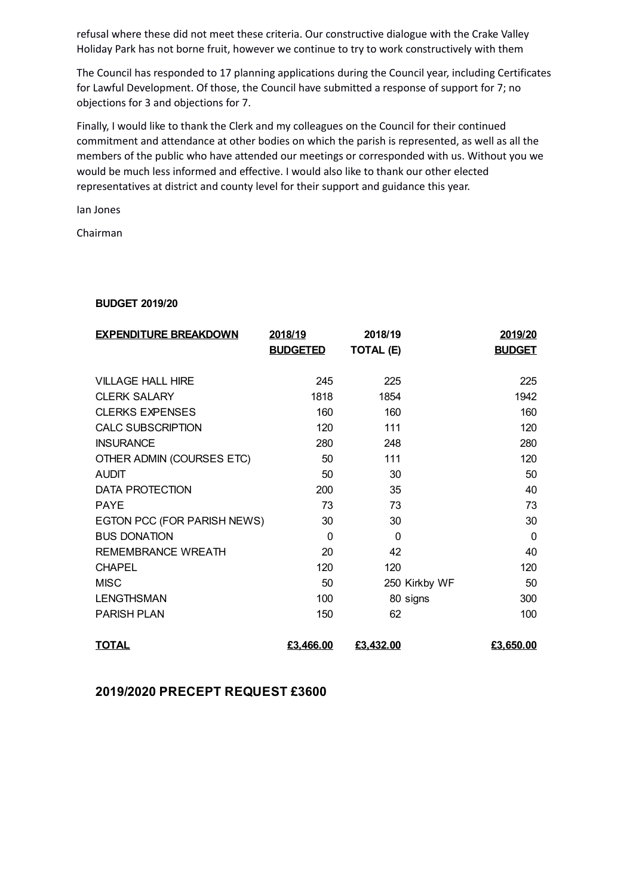refusal where these did not meet these criteria. Our constructive dialogue with the Crake Valley Holiday Park has not borne fruit, however we continue to try to work constructively with them

The Council has responded to 17 planning applications during the Council year, including Certificates for Lawful Development. Of those, the Council have submitted a response of support for 7; no objections for 3 and objections for 7.

Finally, I would like to thank the Clerk and my colleagues on the Council for their continued commitment and attendance at other bodies on which the parish is represented, as well as all the members of the public who have attended our meetings or corresponded with us. Without you we would be much less informed and effective. I would also like to thank our other elected representatives at district and county level for their support and guidance this year.

Ian Jones

Chairman

**BUDGET 2019/20**

| **EXPENDITURE BREAKDOWN** | **2018/19 BUDGETED** | **2018/19 TOTAL (E)** | | **2019/20 BUDGET** |
|---|---|---|---|---|
| VILLAGE HALL HIRE | 245 | 225 | | 225 |
| CLERK SALARY | 1818 | 1854 | | 1942 |
| CLERKS EXPENSES | 160 | 160 | | 160 |
| CALC SUBSCRIPTION | 120 | 111 | | 120 |
| INSURANCE | 280 | 248 | | 280 |
| OTHER ADMIN (COURSES ETC) | 50 | 111 | | 120 |
| AUDIT | 50 | 30 | | 50 |
| DATA PROTECTION | 200 | 35 | | 40 |
| PAYE | 73 | 73 | | 73 |
| EGTON PCC (FOR PARISH NEWS) | 30 | 30 | | 30 |
| BUS DONATION | 0 | 0 | | 0 |
| REMEMBRANCE WREATH | 20 | 42 | | 40 |
| CHAPEL | 120 | 120 | | 120 |
| MISC | 50 | 250 | Kirkby WF | 50 |
| LENGTHSMAN | 100 | 80 | signs | 300 |
| PARISH PLAN | 150 | 62 | | 100 |
| **TOTAL** | **£3,466.00** | **£3,432.00** | | **£3,650.00** |

## 2019/2020 PRECEPT REQUEST £3600